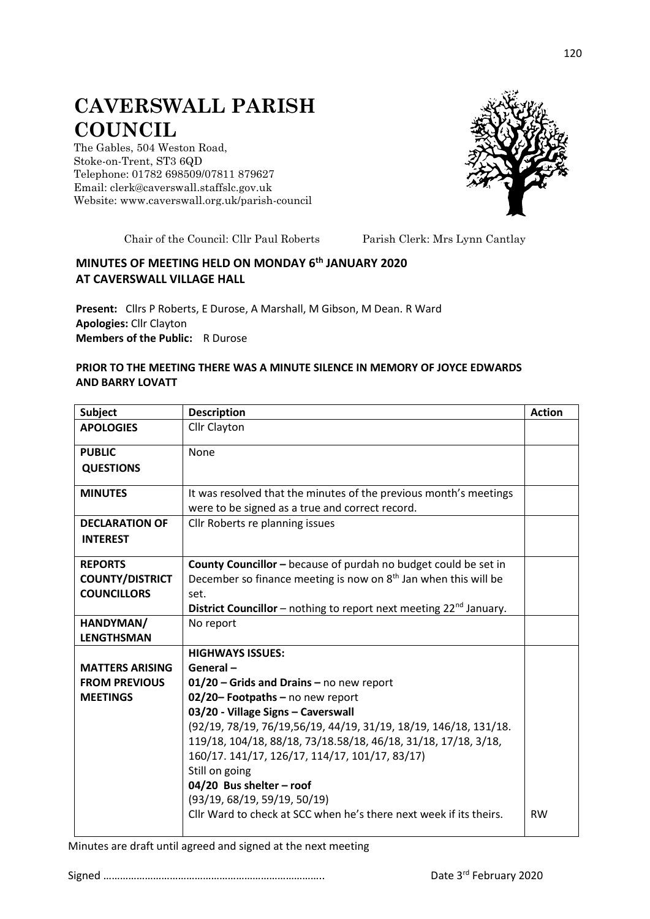# CAVERSWALL PARISH COUNCIL

The Gables, 504 Weston Road,
Stoke-on-Trent, ST3 6QD
Telephone: 01782 698509/07811 879627
Email: clerk@caverswall.staffslc.gov.uk
Website: www.caverswall.org.uk/parish-council

Chair of the Council: Cllr Paul Roberts Parish Clerk: Mrs Lynn Cantlay

## MINUTES OF MEETING HELD ON MONDAY 6th JANUARY 2020 AT CAVERSWALL VILLAGE HALL

**Present:** Cllrs P Roberts, E Durose, A Marshall, M Gibson, M Dean. R Ward
**Apologies:** Cllr Clayton
**Members of the Public:** R Durose

**PRIOR TO THE MEETING THERE WAS A MINUTE SILENCE IN MEMORY OF JOYCE EDWARDS AND BARRY LOVATT**

| Subject | Description | Action |
|---|---|---|
| **APOLOGIES** | Cllr Clayton | |
| **PUBLIC QUESTIONS** | None | |
| **MINUTES** | It was resolved that the minutes of the previous month's meetings were to be signed as a true and correct record. | |
| **DECLARATION OF INTEREST** | Cllr Roberts re planning issues | |
| **REPORTS COUNTY/DISTRICT COUNCILLORS** | **County Councillor –** because of purdah no budget could be set in December so finance meeting is now on 8th Jan when this will be set.<br>**District Councillor** – nothing to report next meeting 22nd January. | |
| **HANDYMAN/ LENGTHSMAN** | No report | |
| **MATTERS ARISING FROM PREVIOUS MEETINGS** | **HIGHWAYS ISSUES:**<br>**General –**<br>**01/20 – Grids and Drains –** no new report<br>**02/20– Footpaths –** no new report<br>**03/20 - Village Signs – Caverswall**<br>(92/19, 78/19, 76/19,56/19, 44/19, 31/19, 18/19, 146/18, 131/18. 119/18, 104/18, 88/18, 73/18.58/18, 46/18, 31/18, 17/18, 3/18, 160/17. 141/17, 126/17, 114/17, 101/17, 83/17)<br>Still on going<br>**04/20 Bus shelter – roof**<br>(93/19, 68/19, 59/19, 50/19)<br>Cllr Ward to check at SCC when he's there next week if its theirs. | RW |

Minutes are draft until agreed and signed at the next meeting

Signed …………………………………………………………………….. Date 3rd February 2020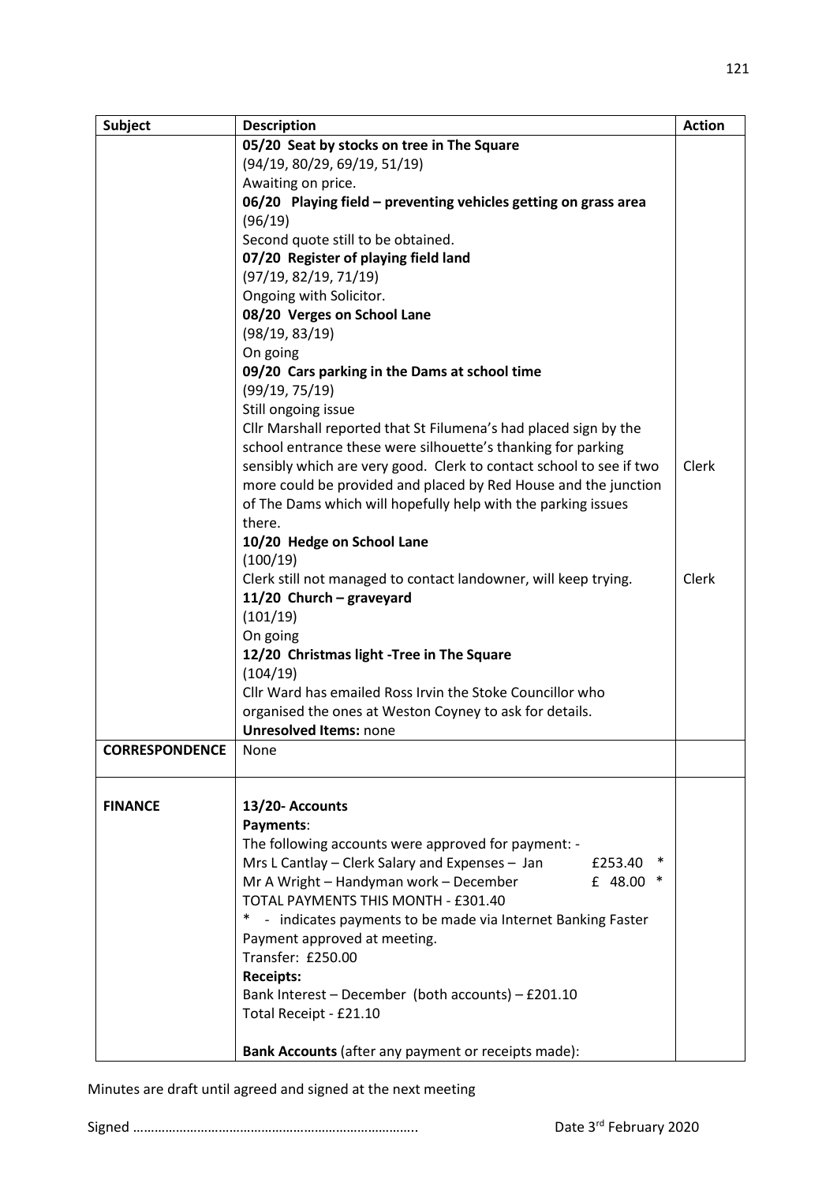| Subject | Description | Action |
|---|---|---|
| | **05/20 Seat by stocks on tree in The Square**<br>(94/19, 80/29, 69/19, 51/19)<br>Awaiting on price.<br>**06/20 Playing field – preventing vehicles getting on grass area**<br>(96/19)<br>Second quote still to be obtained.<br>**07/20 Register of playing field land**<br>(97/19, 82/19, 71/19)<br>Ongoing with Solicitor.<br>**08/20 Verges on School Lane**<br>(98/19, 83/19)<br>On going<br>**09/20 Cars parking in the Dams at school time**<br>(99/19, 75/19)<br>Still ongoing issue<br>Cllr Marshall reported that St Filumena's had placed sign by the school entrance these were silhouette's thanking for parking sensibly which are very good. Clerk to contact school to see if two more could be provided and placed by Red House and the junction of The Dams which will hopefully help with the parking issues there. | Clerk |
| | **10/20 Hedge on School Lane**<br>(100/19)<br>Clerk still not managed to contact landowner, will keep trying.<br>**11/20 Church – graveyard**<br>(101/19)<br>On going<br>**12/20 Christmas light -Tree in The Square**<br>(104/19)<br>Cllr Ward has emailed Ross Irvin the Stoke Councillor who organised the ones at Weston Coyney to ask for details.<br>**Unresolved Items:** none | Clerk |
| **CORRESPONDENCE** | None | |
| **FINANCE** | **13/20- Accounts**<br>**Payments**:<br>The following accounts were approved for payment: -<br>Mrs L Cantlay – Clerk Salary and Expenses – Jan £253.40 *<br>Mr A Wright – Handyman work – December £ 48.00 *<br>TOTAL PAYMENTS THIS MONTH - £301.40<br>* - indicates payments to be made via Internet Banking Faster Payment approved at meeting.<br>Transfer: £250.00<br>**Receipts:**<br>Bank Interest – December (both accounts) – £201.10<br>Total Receipt - £21.10<br><br>**Bank Accounts** (after any payment or receipts made): | |

Minutes are draft until agreed and signed at the next meeting

Signed ……………………………………………………………….. Date 3rd February 2020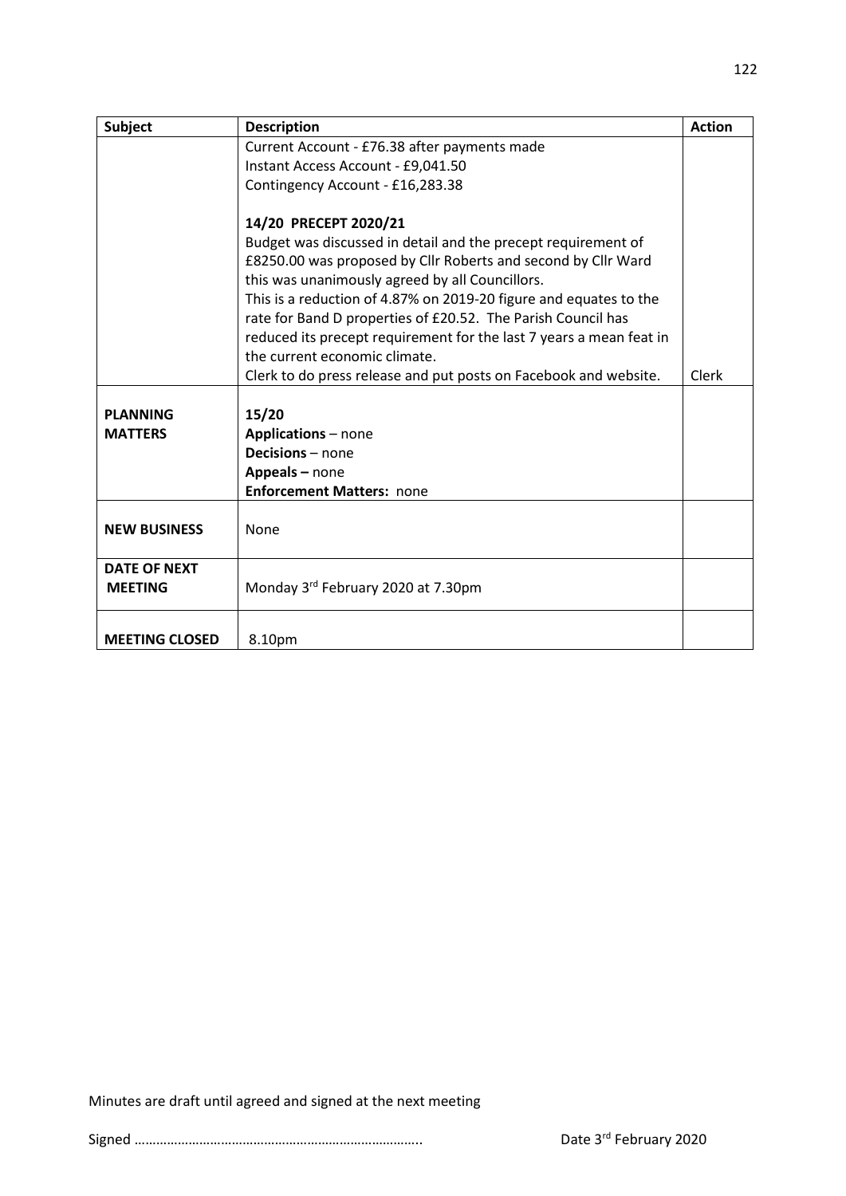| Subject | Description | Action |
|---|---|---|
| | Current Account - £76.38 after payments made<br>Instant Access Account - £9,041.50<br>Contingency Account - £16,283.38<br><br>**14/20 PRECEPT 2020/21**<br>Budget was discussed in detail and the precept requirement of £8250.00 was proposed by Cllr Roberts and second by Cllr Ward this was unanimously agreed by all Councillors.<br>This is a reduction of 4.87% on 2019-20 figure and equates to the rate for Band D properties of £20.52. The Parish Council has reduced its precept requirement for the last 7 years a mean feat in the current economic climate.<br>Clerk to do press release and put posts on Facebook and website. | Clerk |
| **PLANNING MATTERS** | **15/20**<br>**Applications** – none<br>**Decisions** – none<br>**Appeals –** none<br>**Enforcement Matters:** none | |
| **NEW BUSINESS** | None | |
| **DATE OF NEXT MEETING** | Monday 3rd February 2020 at 7.30pm | |
| **MEETING CLOSED** | 8.10pm | |

Minutes are draft until agreed and signed at the next meeting

Signed …………………………………………………………………..                Date 3rd February 2020